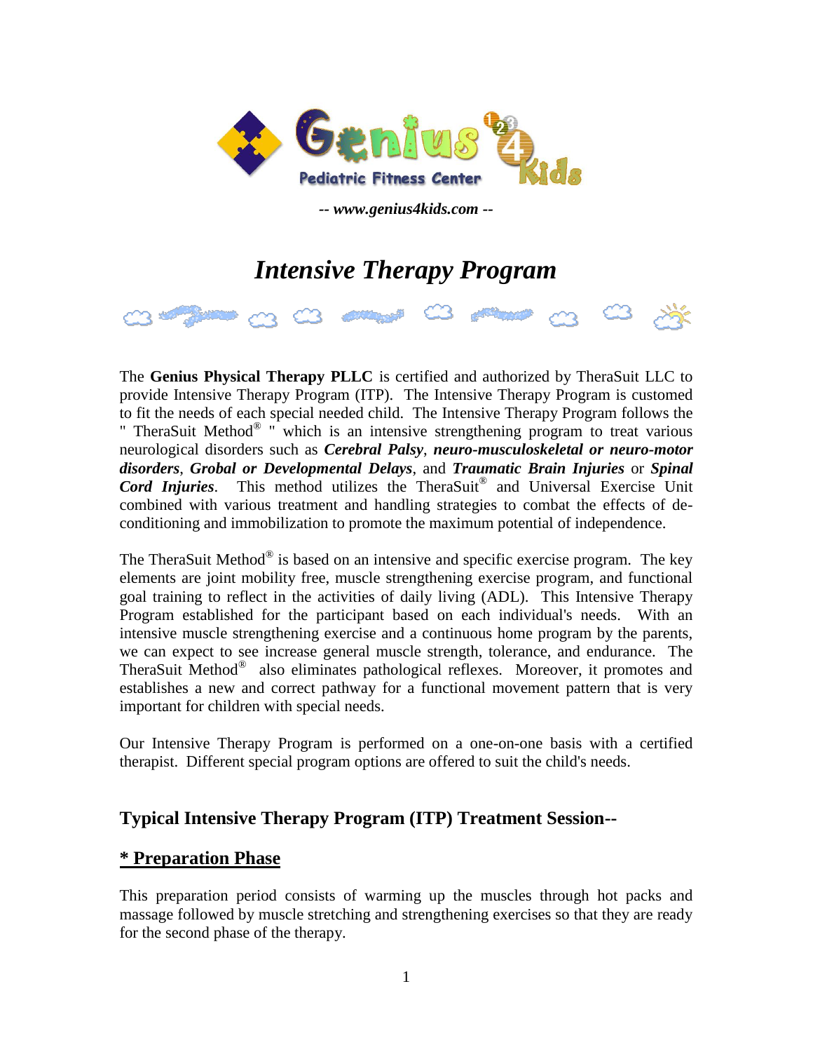Genius 4 Kids
Pediatric Fitness Center

***-- www.genius4kids.com --***

# *Intensive Therapy Program*

The **Genius Physical Therapy PLLC** is certified and authorized by TheraSuit LLC to provide Intensive Therapy Program (ITP). The Intensive Therapy Program is customed to fit the needs of each special needed child. The Intensive Therapy Program follows the " TheraSuit Method® " which is an intensive strengthening program to treat various neurological disorders such as ***Cerebral Palsy***, ***neuro-musculoskeletal or neuro-motor disorders***, ***Grobal or Developmental Delays***, and ***Traumatic Brain Injuries*** or ***Spinal Cord Injuries***. This method utilizes the TheraSuit® and Universal Exercise Unit combined with various treatment and handling strategies to combat the effects of de-conditioning and immobilization to promote the maximum potential of independence.

The TheraSuit Method® is based on an intensive and specific exercise program. The key elements are joint mobility free, muscle strengthening exercise program, and functional goal training to reflect in the activities of daily living (ADL). This Intensive Therapy Program established for the participant based on each individual's needs. With an intensive muscle strengthening exercise and a continuous home program by the parents, we can expect to see increase general muscle strength, tolerance, and endurance. The TheraSuit Method® also eliminates pathological reflexes. Moreover, it promotes and establishes a new and correct pathway for a functional movement pattern that is very important for children with special needs.

Our Intensive Therapy Program is performed on a one-on-one basis with a certified therapist. Different special program options are offered to suit the child's needs.

## Typical Intensive Therapy Program (ITP) Treatment Session--

### * Preparation Phase

This preparation period consists of warming up the muscles through hot packs and massage followed by muscle stretching and strengthening exercises so that they are ready for the second phase of the therapy.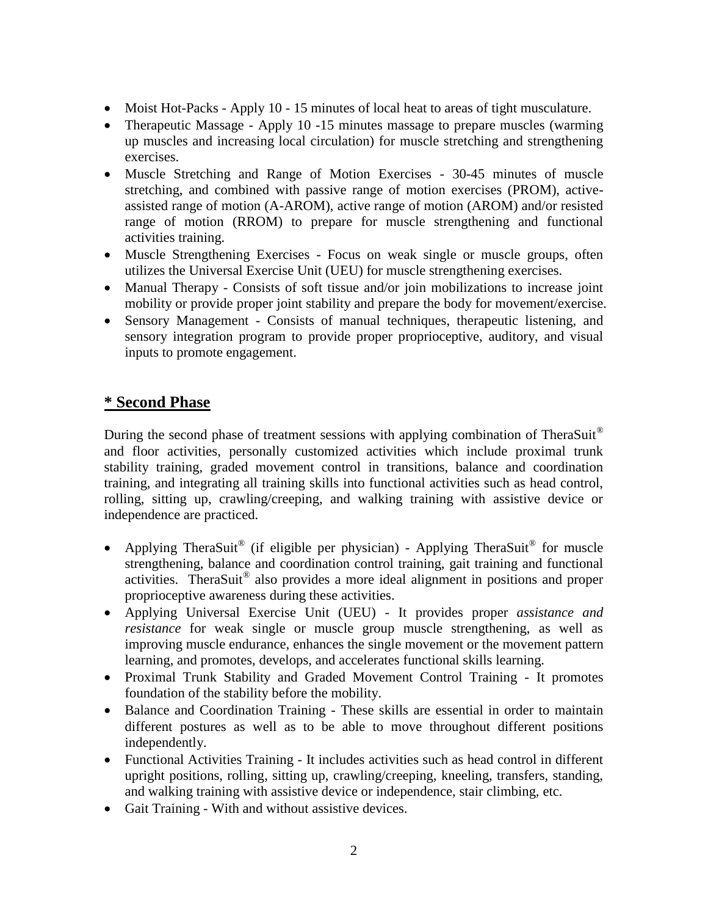- Moist Hot-Packs - Apply 10 - 15 minutes of local heat to areas of tight musculature.
- Therapeutic Massage - Apply 10 -15 minutes massage to prepare muscles (warming up muscles and increasing local circulation) for muscle stretching and strengthening exercises.
- Muscle Stretching and Range of Motion Exercises - 30-45 minutes of muscle stretching, and combined with passive range of motion exercises (PROM), active-assisted range of motion (A-AROM), active range of motion (AROM) and/or resisted range of motion (RROM) to prepare for muscle strengthening and functional activities training.
- Muscle Strengthening Exercises - Focus on weak single or muscle groups, often utilizes the Universal Exercise Unit (UEU) for muscle strengthening exercises.
- Manual Therapy - Consists of soft tissue and/or join mobilizations to increase joint mobility or provide proper joint stability and prepare the body for movement/exercise.
- Sensory Management - Consists of manual techniques, therapeutic listening, and sensory integration program to provide proper proprioceptive, auditory, and visual inputs to promote engagement.

## **<u>* Second Phase</u>**

During the second phase of treatment sessions with applying combination of TheraSuit® and floor activities, personally customized activities which include proximal trunk stability training, graded movement control in transitions, balance and coordination training, and integrating all training skills into functional activities such as head control, rolling, sitting up, crawling/creeping, and walking training with assistive device or independence are practiced.

- Applying TheraSuit® (if eligible per physician) - Applying TheraSuit® for muscle strengthening, balance and coordination control training, gait training and functional activities. TheraSuit® also provides a more ideal alignment in positions and proper proprioceptive awareness during these activities.
- Applying Universal Exercise Unit (UEU) - It provides proper *assistance and resistance* for weak single or muscle group muscle strengthening, as well as improving muscle endurance, enhances the single movement or the movement pattern learning, and promotes, develops, and accelerates functional skills learning.
- Proximal Trunk Stability and Graded Movement Control Training - It promotes foundation of the stability before the mobility.
- Balance and Coordination Training - These skills are essential in order to maintain different postures as well as to be able to move throughout different positions independently.
- Functional Activities Training - It includes activities such as head control in different upright positions, rolling, sitting up, crawling/creeping, kneeling, transfers, standing, and walking training with assistive device or independence, stair climbing, etc.
- Gait Training - With and without assistive devices.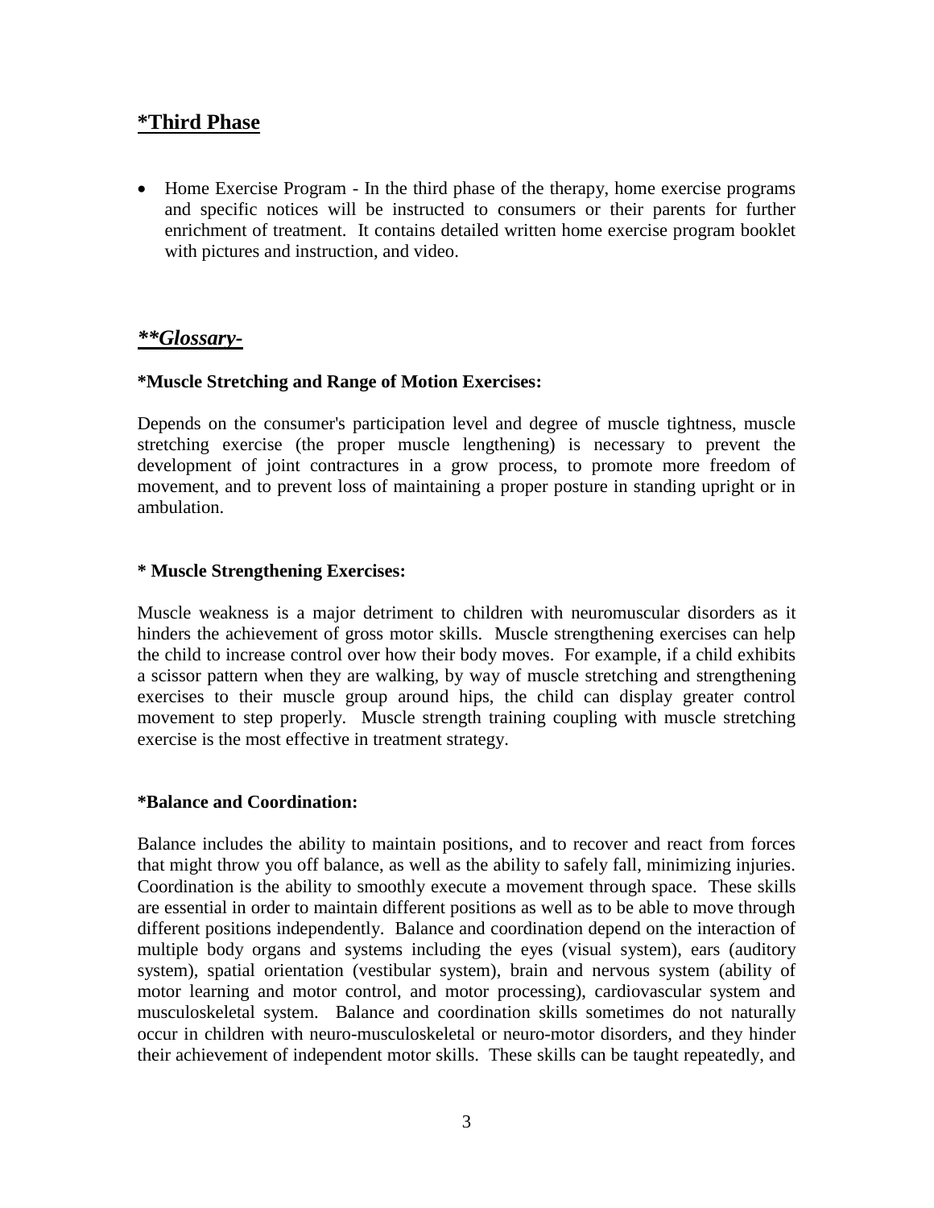## *Third Phase

- Home Exercise Program - In the third phase of the therapy, home exercise programs and specific notices will be instructed to consumers or their parents for further enrichment of treatment. It contains detailed written home exercise program booklet with pictures and instruction, and video.

## ***Glossary-***

**\*Muscle Stretching and Range of Motion Exercises:**

Depends on the consumer's participation level and degree of muscle tightness, muscle stretching exercise (the proper muscle lengthening) is necessary to prevent the development of joint contractures in a grow process, to promote more freedom of movement, and to prevent loss of maintaining a proper posture in standing upright or in ambulation.

**\* Muscle Strengthening Exercises:**

Muscle weakness is a major detriment to children with neuromuscular disorders as it hinders the achievement of gross motor skills. Muscle strengthening exercises can help the child to increase control over how their body moves. For example, if a child exhibits a scissor pattern when they are walking, by way of muscle stretching and strengthening exercises to their muscle group around hips, the child can display greater control movement to step properly. Muscle strength training coupling with muscle stretching exercise is the most effective in treatment strategy.

**\*Balance and Coordination:**

Balance includes the ability to maintain positions, and to recover and react from forces that might throw you off balance, as well as the ability to safely fall, minimizing injuries. Coordination is the ability to smoothly execute a movement through space. These skills are essential in order to maintain different positions as well as to be able to move through different positions independently. Balance and coordination depend on the interaction of multiple body organs and systems including the eyes (visual system), ears (auditory system), spatial orientation (vestibular system), brain and nervous system (ability of motor learning and motor control, and motor processing), cardiovascular system and musculoskeletal system. Balance and coordination skills sometimes do not naturally occur in children with neuro-musculoskeletal or neuro-motor disorders, and they hinder their achievement of independent motor skills. These skills can be taught repeatedly, and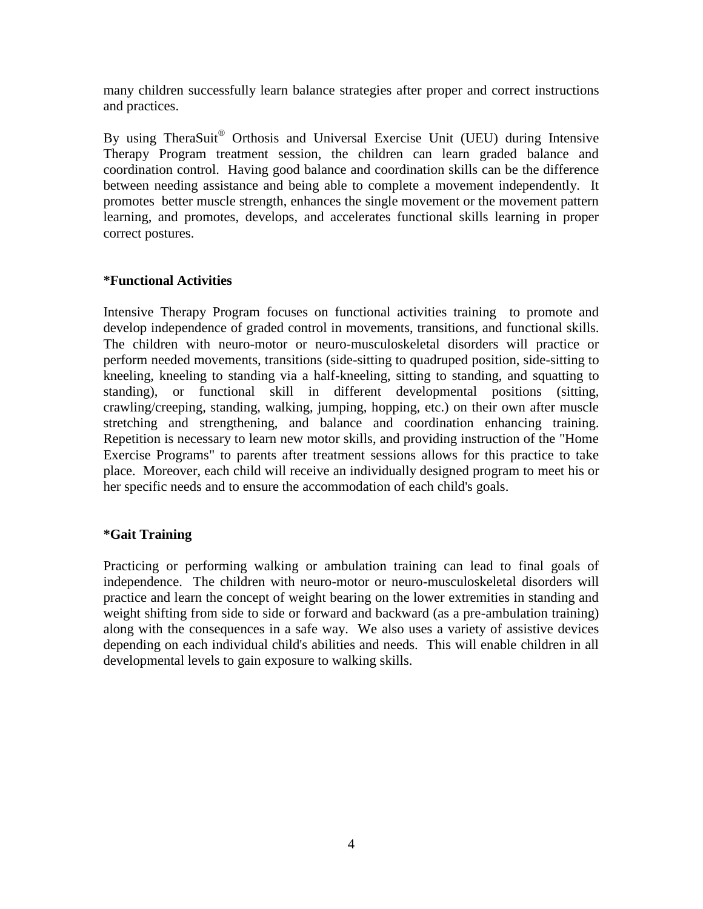many children successfully learn balance strategies after proper and correct instructions and practices.

By using TheraSuit® Orthosis and Universal Exercise Unit (UEU) during Intensive Therapy Program treatment session, the children can learn graded balance and coordination control. Having good balance and coordination skills can be the difference between needing assistance and being able to complete a movement independently. It promotes better muscle strength, enhances the single movement or the movement pattern learning, and promotes, develops, and accelerates functional skills learning in proper correct postures.

**\*Functional Activities**

Intensive Therapy Program focuses on functional activities training to promote and develop independence of graded control in movements, transitions, and functional skills. The children with neuro-motor or neuro-musculoskeletal disorders will practice or perform needed movements, transitions (side-sitting to quadruped position, side-sitting to kneeling, kneeling to standing via a half-kneeling, sitting to standing, and squatting to standing), or functional skill in different developmental positions (sitting, crawling/creeping, standing, walking, jumping, hopping, etc.) on their own after muscle stretching and strengthening, and balance and coordination enhancing training. Repetition is necessary to learn new motor skills, and providing instruction of the "Home Exercise Programs" to parents after treatment sessions allows for this practice to take place. Moreover, each child will receive an individually designed program to meet his or her specific needs and to ensure the accommodation of each child's goals.

**\*Gait Training**

Practicing or performing walking or ambulation training can lead to final goals of independence. The children with neuro-motor or neuro-musculoskeletal disorders will practice and learn the concept of weight bearing on the lower extremities in standing and weight shifting from side to side or forward and backward (as a pre-ambulation training) along with the consequences in a safe way. We also uses a variety of assistive devices depending on each individual child's abilities and needs. This will enable children in all developmental levels to gain exposure to walking skills.